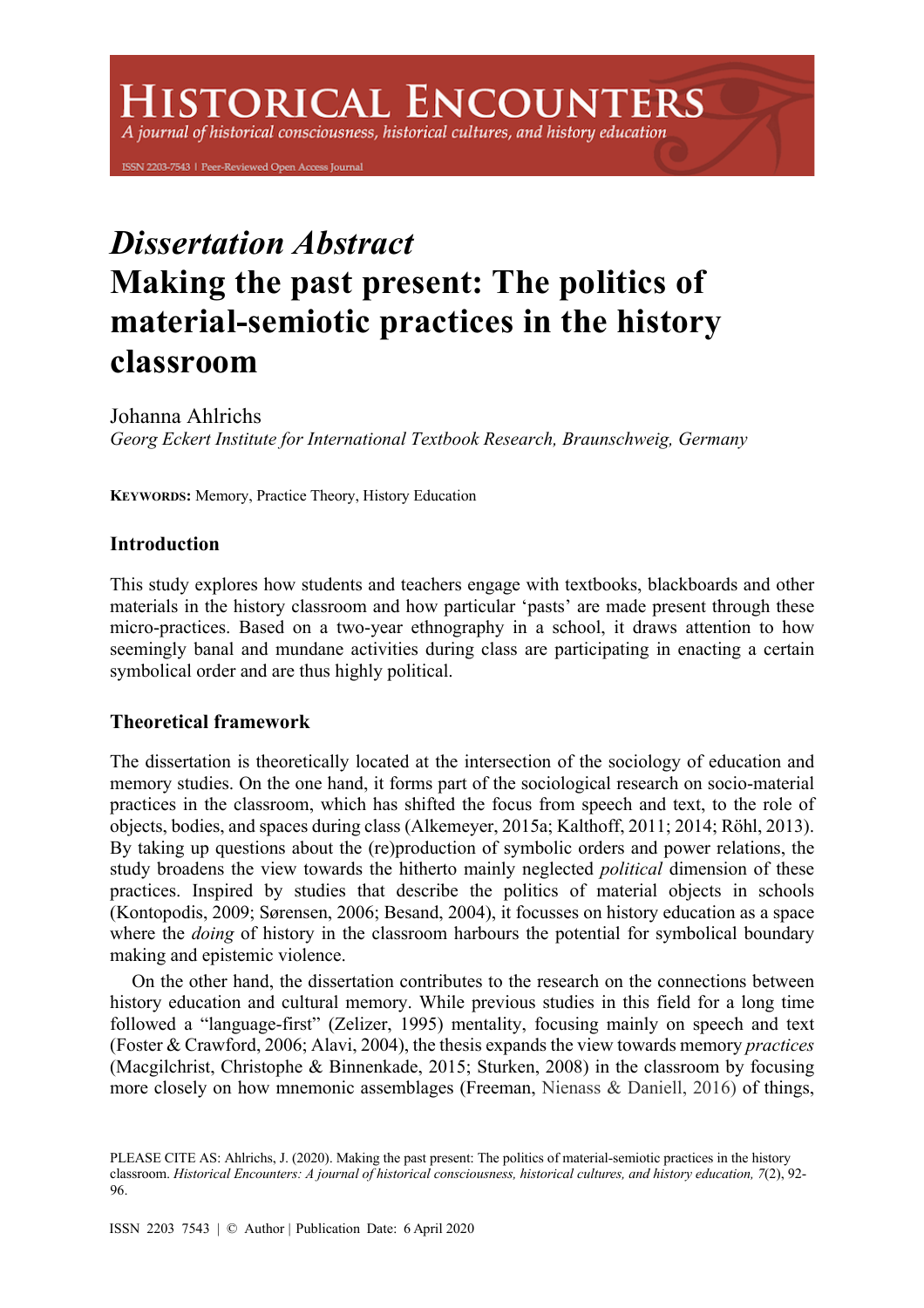# HISTORICAL ENCOUNTERS

*A journal of historical consciousness, historical cultures, and history education*

ISSN 2203-7543 | Peer-Reviewed Open Access Journal

# *Dissertation Abstract*
# Making the past present: The politics of material-semiotic practices in the history classroom

Johanna Ahlrichs
*Georg Eckert Institute for International Textbook Research, Braunschweig, Germany*

**KEYWORDS:** Memory, Practice Theory, History Education

## Introduction

This study explores how students and teachers engage with textbooks, blackboards and other materials in the history classroom and how particular 'pasts' are made present through these micro-practices. Based on a two-year ethnography in a school, it draws attention to how seemingly banal and mundane activities during class are participating in enacting a certain symbolical order and are thus highly political.

## Theoretical framework

The dissertation is theoretically located at the intersection of the sociology of education and memory studies. On the one hand, it forms part of the sociological research on socio-material practices in the classroom, which has shifted the focus from speech and text, to the role of objects, bodies, and spaces during class (Alkemeyer, 2015a; Kalthoff, 2011; 2014; Röhl, 2013). By taking up questions about the (re)production of symbolic orders and power relations, the study broadens the view towards the hitherto mainly neglected *political* dimension of these practices. Inspired by studies that describe the politics of material objects in schools (Kontopodis, 2009; Sørensen, 2006; Besand, 2004), it focusses on history education as a space where the *doing* of history in the classroom harbours the potential for symbolical boundary making and epistemic violence.

On the other hand, the dissertation contributes to the research on the connections between history education and cultural memory. While previous studies in this field for a long time followed a "language-first" (Zelizer, 1995) mentality, focusing mainly on speech and text (Foster & Crawford, 2006; Alavi, 2004), the thesis expands the view towards memory *practices* (Macgilchrist, Christophe & Binnenkade, 2015; Sturken, 2008) in the classroom by focusing more closely on how mnemonic assemblages (Freeman, Nienass & Daniell, 2016) of things,

PLEASE CITE AS: Ahlrichs, J. (2020). Making the past present: The politics of material-semiotic practices in the history classroom. *Historical Encounters: A journal of historical consciousness, historical cultures, and history education, 7*(2), 92-96.

ISSN 2203 7543 | © Author | Publication Date: 6 April 2020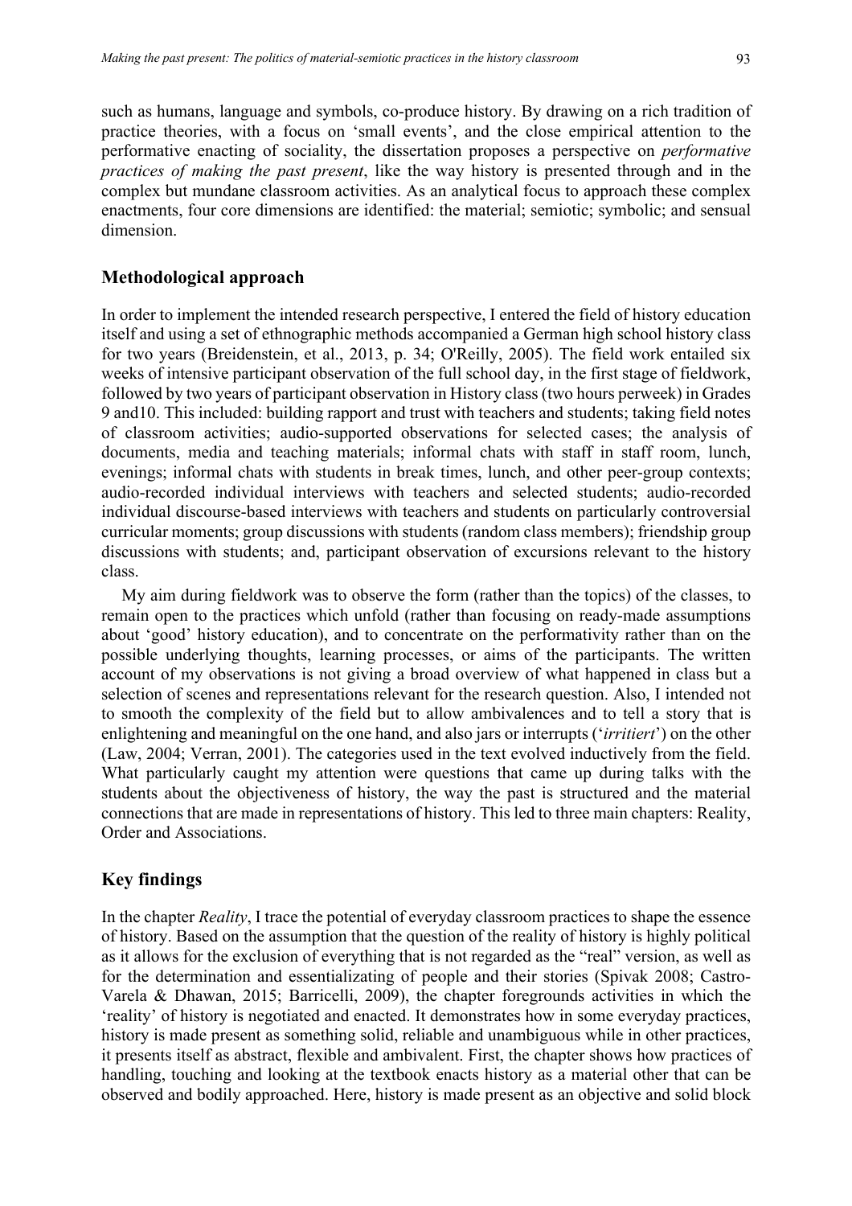such as humans, language and symbols, co-produce history. By drawing on a rich tradition of practice theories, with a focus on 'small events', and the close empirical attention to the performative enacting of sociality, the dissertation proposes a perspective on *performative practices of making the past present*, like the way history is presented through and in the complex but mundane classroom activities. As an analytical focus to approach these complex enactments, four core dimensions are identified: the material; semiotic; symbolic; and sensual dimension.

## Methodological approach

In order to implement the intended research perspective, I entered the field of history education itself and using a set of ethnographic methods accompanied a German high school history class for two years (Breidenstein, et al., 2013, p. 34; O'Reilly, 2005). The field work entailed six weeks of intensive participant observation of the full school day, in the first stage of fieldwork, followed by two years of participant observation in History class (two hours perweek) in Grades 9 and10. This included: building rapport and trust with teachers and students; taking field notes of classroom activities; audio-supported observations for selected cases; the analysis of documents, media and teaching materials; informal chats with staff in staff room, lunch, evenings; informal chats with students in break times, lunch, and other peer-group contexts; audio-recorded individual interviews with teachers and selected students; audio-recorded individual discourse-based interviews with teachers and students on particularly controversial curricular moments; group discussions with students (random class members); friendship group discussions with students; and, participant observation of excursions relevant to the history class.

My aim during fieldwork was to observe the form (rather than the topics) of the classes, to remain open to the practices which unfold (rather than focusing on ready-made assumptions about 'good' history education), and to concentrate on the performativity rather than on the possible underlying thoughts, learning processes, or aims of the participants. The written account of my observations is not giving a broad overview of what happened in class but a selection of scenes and representations relevant for the research question. Also, I intended not to smooth the complexity of the field but to allow ambivalences and to tell a story that is enlightening and meaningful on the one hand, and also jars or interrupts ('*irritiert*') on the other (Law, 2004; Verran, 2001). The categories used in the text evolved inductively from the field. What particularly caught my attention were questions that came up during talks with the students about the objectiveness of history, the way the past is structured and the material connections that are made in representations of history. This led to three main chapters: Reality, Order and Associations.

## Key findings

In the chapter *Reality*, I trace the potential of everyday classroom practices to shape the essence of history. Based on the assumption that the question of the reality of history is highly political as it allows for the exclusion of everything that is not regarded as the "real" version, as well as for the determination and essentializating of people and their stories (Spivak 2008; Castro-Varela & Dhawan, 2015; Barricelli, 2009), the chapter foregrounds activities in which the 'reality' of history is negotiated and enacted. It demonstrates how in some everyday practices, history is made present as something solid, reliable and unambiguous while in other practices, it presents itself as abstract, flexible and ambivalent. First, the chapter shows how practices of handling, touching and looking at the textbook enacts history as a material other that can be observed and bodily approached. Here, history is made present as an objective and solid block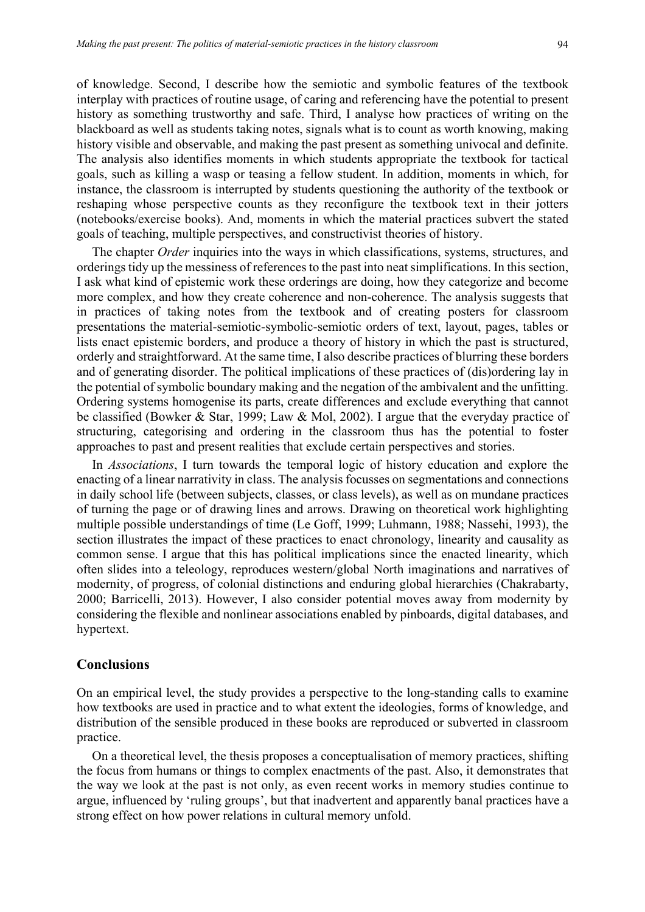of knowledge. Second, I describe how the semiotic and symbolic features of the textbook interplay with practices of routine usage, of caring and referencing have the potential to present history as something trustworthy and safe. Third, I analyse how practices of writing on the blackboard as well as students taking notes, signals what is to count as worth knowing, making history visible and observable, and making the past present as something univocal and definite. The analysis also identifies moments in which students appropriate the textbook for tactical goals, such as killing a wasp or teasing a fellow student. In addition, moments in which, for instance, the classroom is interrupted by students questioning the authority of the textbook or reshaping whose perspective counts as they reconfigure the textbook text in their jotters (notebooks/exercise books). And, moments in which the material practices subvert the stated goals of teaching, multiple perspectives, and constructivist theories of history.

The chapter *Order* inquiries into the ways in which classifications, systems, structures, and orderings tidy up the messiness of references to the past into neat simplifications. In this section, I ask what kind of epistemic work these orderings are doing, how they categorize and become more complex, and how they create coherence and non-coherence. The analysis suggests that in practices of taking notes from the textbook and of creating posters for classroom presentations the material-semiotic-symbolic-semiotic orders of text, layout, pages, tables or lists enact epistemic borders, and produce a theory of history in which the past is structured, orderly and straightforward. At the same time, I also describe practices of blurring these borders and of generating disorder. The political implications of these practices of (dis)ordering lay in the potential of symbolic boundary making and the negation of the ambivalent and the unfitting. Ordering systems homogenise its parts, create differences and exclude everything that cannot be classified (Bowker & Star, 1999; Law & Mol, 2002). I argue that the everyday practice of structuring, categorising and ordering in the classroom thus has the potential to foster approaches to past and present realities that exclude certain perspectives and stories.

In *Associations*, I turn towards the temporal logic of history education and explore the enacting of a linear narrativity in class. The analysis focusses on segmentations and connections in daily school life (between subjects, classes, or class levels), as well as on mundane practices of turning the page or of drawing lines and arrows. Drawing on theoretical work highlighting multiple possible understandings of time (Le Goff, 1999; Luhmann, 1988; Nassehi, 1993), the section illustrates the impact of these practices to enact chronology, linearity and causality as common sense. I argue that this has political implications since the enacted linearity, which often slides into a teleology, reproduces western/global North imaginations and narratives of modernity, of progress, of colonial distinctions and enduring global hierarchies (Chakrabarty, 2000; Barricelli, 2013). However, I also consider potential moves away from modernity by considering the flexible and nonlinear associations enabled by pinboards, digital databases, and hypertext.

## Conclusions

On an empirical level, the study provides a perspective to the long-standing calls to examine how textbooks are used in practice and to what extent the ideologies, forms of knowledge, and distribution of the sensible produced in these books are reproduced or subverted in classroom practice.

On a theoretical level, the thesis proposes a conceptualisation of memory practices, shifting the focus from humans or things to complex enactments of the past. Also, it demonstrates that the way we look at the past is not only, as even recent works in memory studies continue to argue, influenced by 'ruling groups', but that inadvertent and apparently banal practices have a strong effect on how power relations in cultural memory unfold.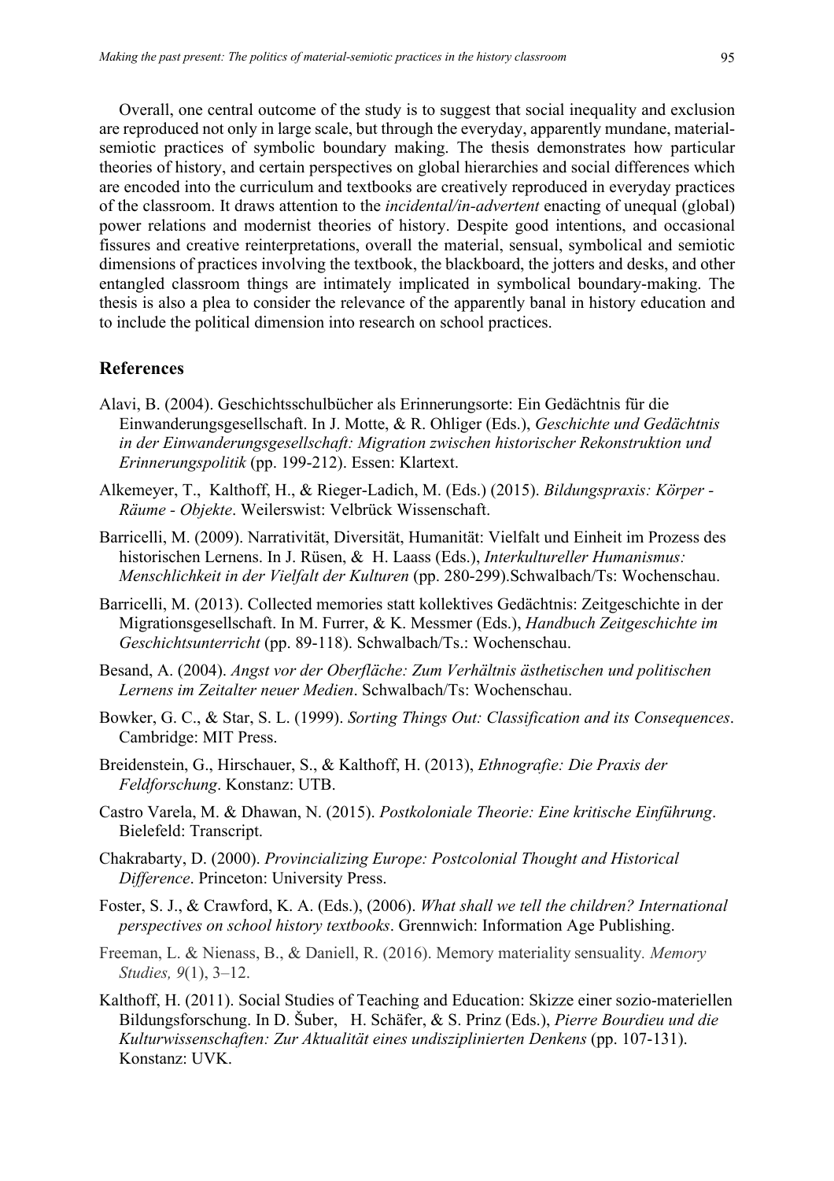Overall, one central outcome of the study is to suggest that social inequality and exclusion are reproduced not only in large scale, but through the everyday, apparently mundane, material-semiotic practices of symbolic boundary making. The thesis demonstrates how particular theories of history, and certain perspectives on global hierarchies and social differences which are encoded into the curriculum and textbooks are creatively reproduced in everyday practices of the classroom. It draws attention to the *incidental/in-advertent* enacting of unequal (global) power relations and modernist theories of history. Despite good intentions, and occasional fissures and creative reinterpretations, overall the material, sensual, symbolical and semiotic dimensions of practices involving the textbook, the blackboard, the jotters and desks, and other entangled classroom things are intimately implicated in symbolical boundary-making. The thesis is also a plea to consider the relevance of the apparently banal in history education and to include the political dimension into research on school practices.

## References

Alavi, B. (2004). Geschichtsschulbücher als Erinnerungsorte: Ein Gedächtnis für die Einwanderungsgesellschaft. In J. Motte, & R. Ohliger (Eds.), *Geschichte und Gedächtnis in der Einwanderungsgesellschaft: Migration zwischen historischer Rekonstruktion und Erinnerungspolitik* (pp. 199-212). Essen: Klartext.

Alkemeyer, T., Kalthoff, H., & Rieger-Ladich, M. (Eds.) (2015). *Bildungspraxis: Körper - Räume - Objekte*. Weilerswist: Velbrück Wissenschaft.

Barricelli, M. (2009). Narrativität, Diversität, Humanität: Vielfalt und Einheit im Prozess des historischen Lernens. In J. Rüsen, & H. Laass (Eds.), *Interkultureller Humanismus: Menschlichkeit in der Vielfalt der Kulturen* (pp. 280-299).Schwalbach/Ts: Wochenschau.

Barricelli, M. (2013). Collected memories statt kollektives Gedächtnis: Zeitgeschichte in der Migrationsgesellschaft. In M. Furrer, & K. Messmer (Eds.), *Handbuch Zeitgeschichte im Geschichtsunterricht* (pp. 89-118). Schwalbach/Ts.: Wochenschau.

Besand, A. (2004). *Angst vor der Oberfläche: Zum Verhältnis ästhetischen und politischen Lernens im Zeitalter neuer Medien*. Schwalbach/Ts: Wochenschau.

Bowker, G. C., & Star, S. L. (1999). *Sorting Things Out: Classification and its Consequences*. Cambridge: MIT Press.

Breidenstein, G., Hirschauer, S., & Kalthoff, H. (2013), *Ethnografie: Die Praxis der Feldforschung*. Konstanz: UTB.

Castro Varela, M. & Dhawan, N. (2015). *Postkoloniale Theorie: Eine kritische Einführung*. Bielefeld: Transcript.

Chakrabarty, D. (2000). *Provincializing Europe: Postcolonial Thought and Historical Difference*. Princeton: University Press.

Foster, S. J., & Crawford, K. A. (Eds.), (2006). *What shall we tell the children? International perspectives on school history textbooks*. Grennwich: Information Age Publishing.

Freeman, L. & Nienass, B., & Daniell, R. (2016). Memory materiality sensuality. *Memory Studies, 9*(1), 3–12.

Kalthoff, H. (2011). Social Studies of Teaching and Education: Skizze einer sozio-materiellen Bildungsforschung. In D. Šuber, H. Schäfer, & S. Prinz (Eds.), *Pierre Bourdieu und die Kulturwissenschaften: Zur Aktualität eines undisziplinierten Denkens* (pp. 107-131). Konstanz: UVK.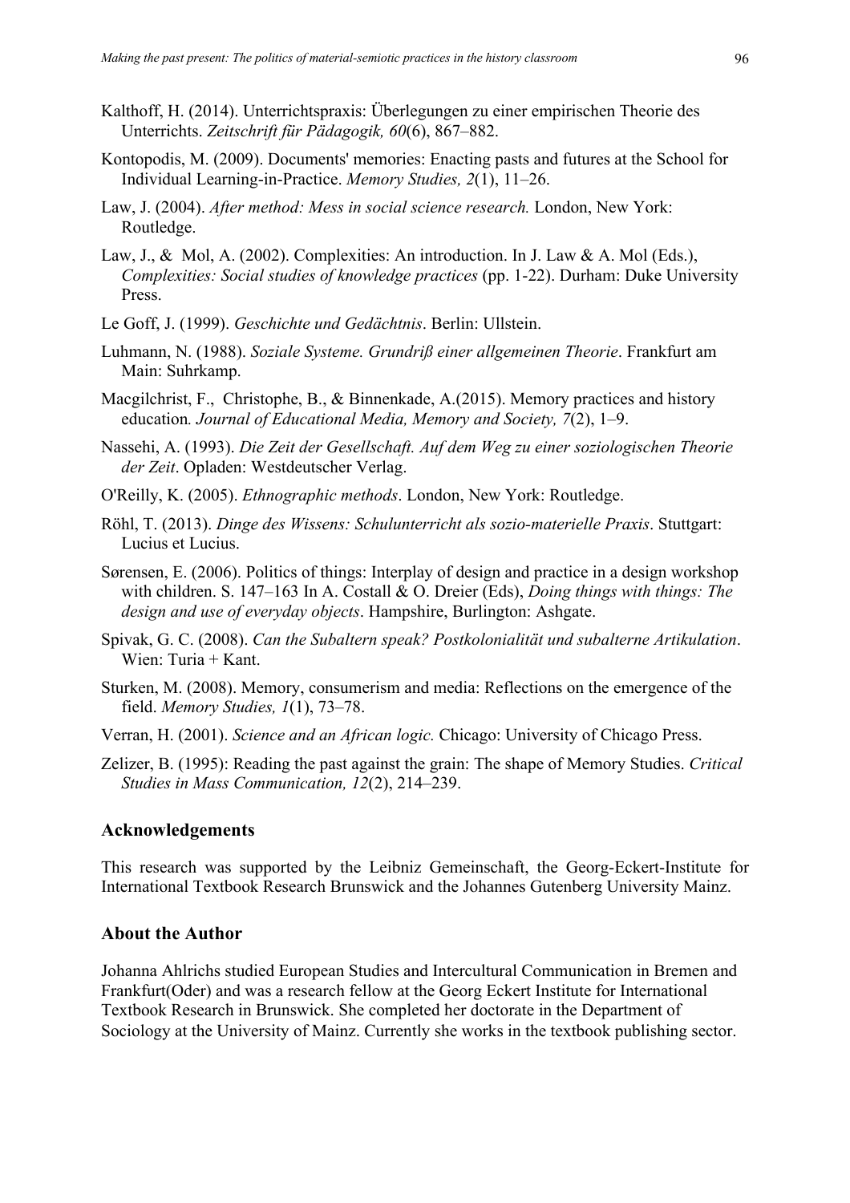Kalthoff, H. (2014). Unterrichtspraxis: Überlegungen zu einer empirischen Theorie des Unterrichts. *Zeitschrift für Pädagogik, 60*(6), 867–882.

Kontopodis, M. (2009). Documents' memories: Enacting pasts and futures at the School for Individual Learning-in-Practice. *Memory Studies, 2*(1), 11–26.

Law, J. (2004). *After method: Mess in social science research.* London, New York: Routledge.

Law, J., & Mol, A. (2002). Complexities: An introduction. In J. Law & A. Mol (Eds.), *Complexities: Social studies of knowledge practices* (pp. 1-22). Durham: Duke University Press.

Le Goff, J. (1999). *Geschichte und Gedächtnis*. Berlin: Ullstein.

Luhmann, N. (1988). *Soziale Systeme. Grundriß einer allgemeinen Theorie*. Frankfurt am Main: Suhrkamp.

Macgilchrist, F., Christophe, B., & Binnenkade, A.(2015). Memory practices and history education*. Journal of Educational Media, Memory and Society, 7*(2), 1–9.

Nassehi, A. (1993). *Die Zeit der Gesellschaft. Auf dem Weg zu einer soziologischen Theorie der Zeit*. Opladen: Westdeutscher Verlag.

O'Reilly, K. (2005). *Ethnographic methods*. London, New York: Routledge.

Röhl, T. (2013). *Dinge des Wissens: Schulunterricht als sozio-materielle Praxis*. Stuttgart: Lucius et Lucius.

Sørensen, E. (2006). Politics of things: Interplay of design and practice in a design workshop with children. S. 147–163 In A. Costall & O. Dreier (Eds), *Doing things with things: The design and use of everyday objects*. Hampshire, Burlington: Ashgate.

Spivak, G. C. (2008). *Can the Subaltern speak? Postkolonialität und subalterne Artikulation*. Wien: Turia + Kant.

Sturken, M. (2008). Memory, consumerism and media: Reflections on the emergence of the field. *Memory Studies, 1*(1), 73–78.

Verran, H. (2001). *Science and an African logic.* Chicago: University of Chicago Press.

Zelizer, B. (1995): Reading the past against the grain: The shape of Memory Studies. *Critical Studies in Mass Communication, 12*(2), 214–239.

## Acknowledgements

This research was supported by the Leibniz Gemeinschaft, the Georg-Eckert-Institute for International Textbook Research Brunswick and the Johannes Gutenberg University Mainz.

## About the Author

Johanna Ahlrichs studied European Studies and Intercultural Communication in Bremen and Frankfurt(Oder) and was a research fellow at the Georg Eckert Institute for International Textbook Research in Brunswick. She completed her doctorate in the Department of Sociology at the University of Mainz. Currently she works in the textbook publishing sector.